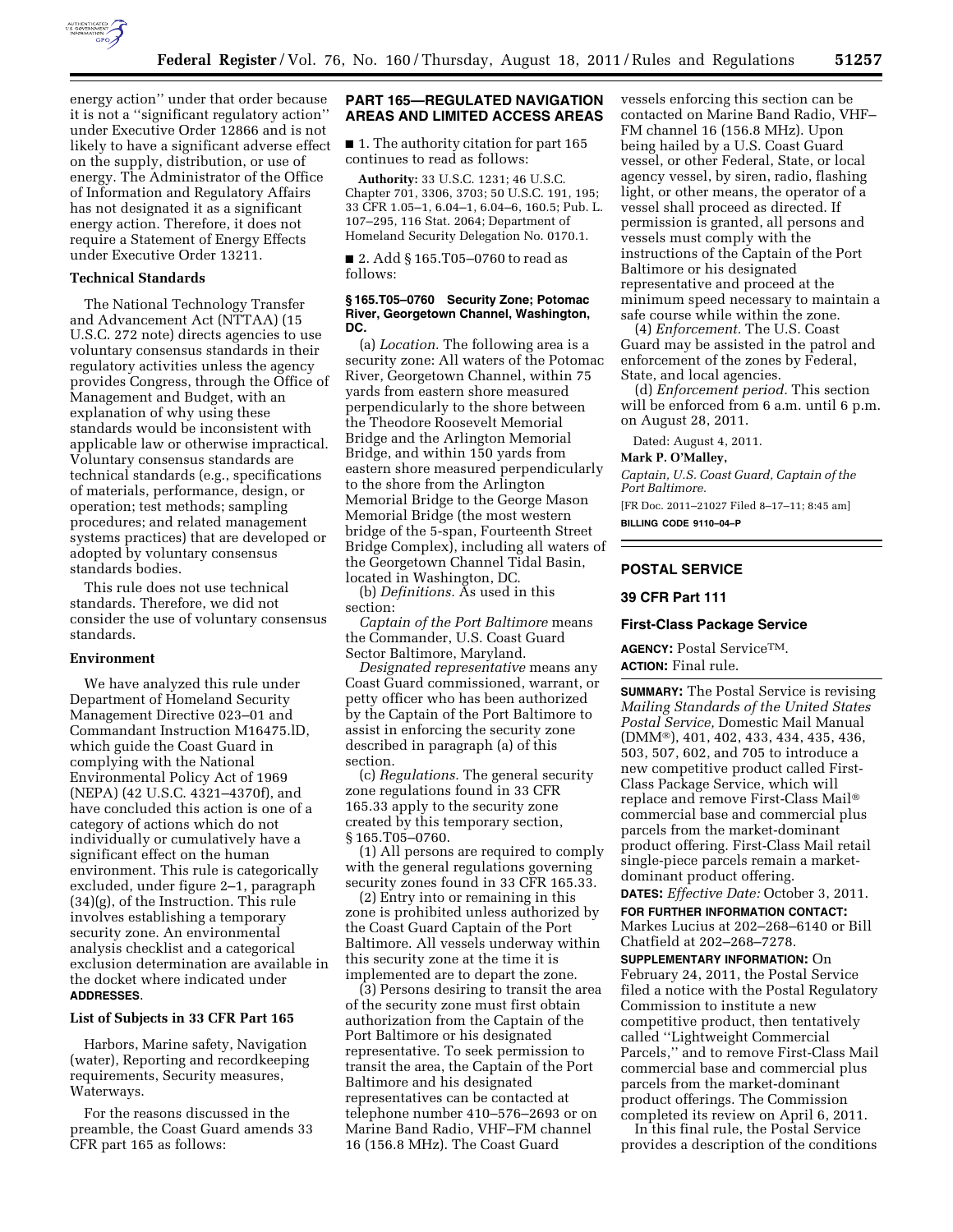energy action'' under that order because it is not a ''significant regulatory action'' under Executive Order 12866 and is not likely to have a significant adverse effect on the supply, distribution, or use of energy. The Administrator of the Office of Information and Regulatory Affairs has not designated it as a significant energy action. Therefore, it does not require a Statement of Energy Effects under Executive Order 13211.

**Technical Standards**

The National Technology Transfer and Advancement Act (NTTAA) (15 U.S.C. 272 note) directs agencies to use voluntary consensus standards in their regulatory activities unless the agency provides Congress, through the Office of Management and Budget, with an explanation of why using these standards would be inconsistent with applicable law or otherwise impractical. Voluntary consensus standards are technical standards (e.g., specifications of materials, performance, design, or operation; test methods; sampling procedures; and related management systems practices) that are developed or adopted by voluntary consensus standards bodies.

This rule does not use technical standards. Therefore, we did not consider the use of voluntary consensus standards.

**Environment**

We have analyzed this rule under Department of Homeland Security Management Directive 023–01 and Commandant Instruction M16475.lD, which guide the Coast Guard in complying with the National Environmental Policy Act of 1969 (NEPA) (42 U.S.C. 4321–4370f), and have concluded this action is one of a category of actions which do not individually or cumulatively have a significant effect on the human environment. This rule is categorically excluded, under figure 2–1, paragraph (34)(g), of the Instruction. This rule involves establishing a temporary security zone. An environmental analysis checklist and a categorical exclusion determination are available in the docket where indicated under **ADDRESSES**.

**List of Subjects in 33 CFR Part 165**

Harbors, Marine safety, Navigation (water), Reporting and recordkeeping requirements, Security measures, Waterways.

For the reasons discussed in the preamble, the Coast Guard amends 33 CFR part 165 as follows:

## PART 165—REGULATED NAVIGATION AREAS AND LIMITED ACCESS AREAS

■ 1. The authority citation for part 165 continues to read as follows:

**Authority:** 33 U.S.C. 1231; 46 U.S.C. Chapter 701, 3306, 3703; 50 U.S.C. 191, 195; 33 CFR 1.05–1, 6.04–1, 6.04–6, 160.5; Pub. L. 107–295, 116 Stat. 2064; Department of Homeland Security Delegation No. 0170.1.

■ 2. Add § 165.T05–0760 to read as follows:

**§ 165.T05–0760 Security Zone; Potomac River, Georgetown Channel, Washington, DC.**

(a) *Location.* The following area is a security zone: All waters of the Potomac River, Georgetown Channel, within 75 yards from eastern shore measured perpendicularly to the shore between the Theodore Roosevelt Memorial Bridge and the Arlington Memorial Bridge, and within 150 yards from eastern shore measured perpendicularly to the shore from the Arlington Memorial Bridge to the George Mason Memorial Bridge (the most western bridge of the 5-span, Fourteenth Street Bridge Complex), including all waters of the Georgetown Channel Tidal Basin, located in Washington, DC.

(b) *Definitions.* As used in this section:

*Captain of the Port Baltimore* means the Commander, U.S. Coast Guard Sector Baltimore, Maryland.

*Designated representative* means any Coast Guard commissioned, warrant, or petty officer who has been authorized by the Captain of the Port Baltimore to assist in enforcing the security zone described in paragraph (a) of this section.

(c) *Regulations.* The general security zone regulations found in 33 CFR 165.33 apply to the security zone created by this temporary section, § 165.T05–0760.

(1) All persons are required to comply with the general regulations governing security zones found in 33 CFR 165.33.

(2) Entry into or remaining in this zone is prohibited unless authorized by the Coast Guard Captain of the Port Baltimore. All vessels underway within this security zone at the time it is implemented are to depart the zone.

(3) Persons desiring to transit the area of the security zone must first obtain authorization from the Captain of the Port Baltimore or his designated representative. To seek permission to transit the area, the Captain of the Port Baltimore and his designated representatives can be contacted at telephone number 410–576–2693 or on Marine Band Radio, VHF–FM channel 16 (156.8 MHz). The Coast Guard vessels enforcing this section can be contacted on Marine Band Radio, VHF–FM channel 16 (156.8 MHz). Upon being hailed by a U.S. Coast Guard vessel, or other Federal, State, or local agency vessel, by siren, radio, flashing light, or other means, the operator of a vessel shall proceed as directed. If permission is granted, all persons and vessels must comply with the instructions of the Captain of the Port Baltimore or his designated representative and proceed at the minimum speed necessary to maintain a safe course while within the zone.

(4) *Enforcement.* The U.S. Coast Guard may be assisted in the patrol and enforcement of the zones by Federal, State, and local agencies.

(d) *Enforcement period.* This section will be enforced from 6 a.m. until 6 p.m. on August 28, 2011.

Dated: August 4, 2011.

**Mark P. O'Malley,**

*Captain, U.S. Coast Guard, Captain of the Port Baltimore.*

[FR Doc. 2011–21027 Filed 8–17–11; 8:45 am]

**BILLING CODE 9110–04–P**

## POSTAL SERVICE

### 39 CFR Part 111

### First-Class Package Service

**AGENCY:** Postal Service™.

**ACTION:** Final rule.

**SUMMARY:** The Postal Service is revising *Mailing Standards of the United States Postal Service,* Domestic Mail Manual (DMM®), 401, 402, 433, 434, 435, 436, 503, 507, 602, and 705 to introduce a new competitive product called First-Class Package Service, which will replace and remove First-Class Mail® commercial base and commercial plus parcels from the market-dominant product offering. First-Class Mail retail single-piece parcels remain a market-dominant product offering.

**DATES:** *Effective Date:* October 3, 2011.

**FOR FURTHER INFORMATION CONTACT:** Markes Lucius at 202–268–6140 or Bill Chatfield at 202–268–7278.

**SUPPLEMENTARY INFORMATION:** On February 24, 2011, the Postal Service filed a notice with the Postal Regulatory Commission to institute a new competitive product, then tentatively called ''Lightweight Commercial Parcels,'' and to remove First-Class Mail commercial base and commercial plus parcels from the market-dominant product offerings. The Commission completed its review on April 6, 2011.

In this final rule, the Postal Service provides a description of the conditions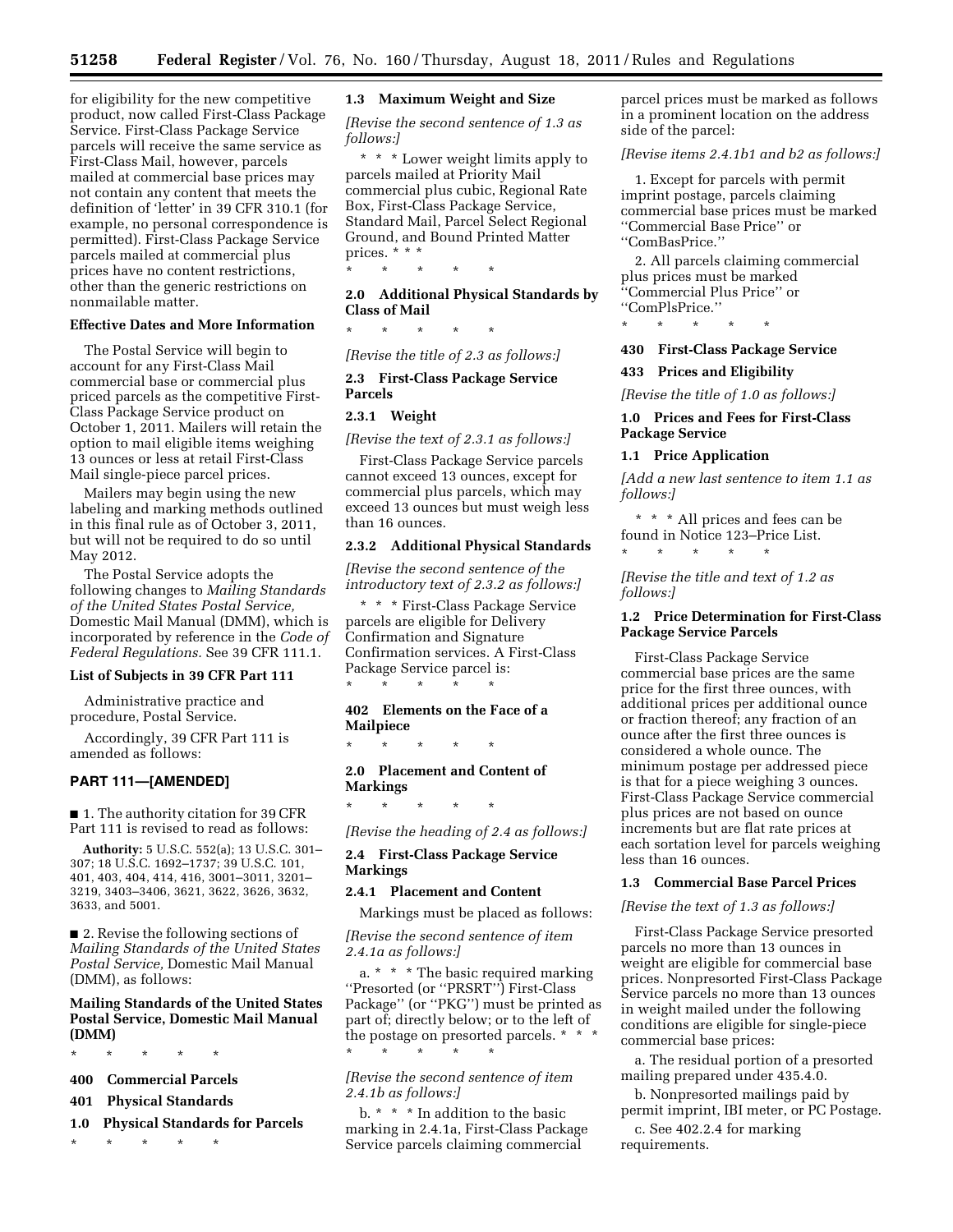for eligibility for the new competitive product, now called First-Class Package Service. First-Class Package Service parcels will receive the same service as First-Class Mail, however, parcels mailed at commercial base prices may not contain any content that meets the definition of 'letter' in 39 CFR 310.1 (for example, no personal correspondence is permitted). First-Class Package Service parcels mailed at commercial plus prices have no content restrictions, other than the generic restrictions on nonmailable matter.

**Effective Dates and More Information**

The Postal Service will begin to account for any First-Class Mail commercial base or commercial plus priced parcels as the competitive First-Class Package Service product on October 1, 2011. Mailers will retain the option to mail eligible items weighing 13 ounces or less at retail First-Class Mail single-piece parcel prices.

Mailers may begin using the new labeling and marking methods outlined in this final rule as of October 3, 2011, but will not be required to do so until May 2012.

The Postal Service adopts the following changes to *Mailing Standards of the United States Postal Service,* Domestic Mail Manual (DMM), which is incorporated by reference in the *Code of Federal Regulations.* See 39 CFR 111.1.

**List of Subjects in 39 CFR Part 111**

Administrative practice and procedure, Postal Service.

Accordingly, 39 CFR Part 111 is amended as follows:

## PART 111—[AMENDED]

■ 1. The authority citation for 39 CFR Part 111 is revised to read as follows:

**Authority:** 5 U.S.C. 552(a); 13 U.S.C. 301–307; 18 U.S.C. 1692–1737; 39 U.S.C. 101, 401, 403, 404, 414, 416, 3001–3011, 3201–3219, 3403–3406, 3621, 3622, 3626, 3632, 3633, and 5001.

■ 2. Revise the following sections of *Mailing Standards of the United States Postal Service,* Domestic Mail Manual (DMM), as follows:

**Mailing Standards of the United States Postal Service, Domestic Mail Manual (DMM)**

\* \* \* \* \*

**400 Commercial Parcels**

**401 Physical Standards**

**1.0 Physical Standards for Parcels**

\* \* \* \* \*

**1.3 Maximum Weight and Size**

*[Revise the second sentence of 1.3 as follows:]*

\* \* \* Lower weight limits apply to parcels mailed at Priority Mail commercial plus cubic, Regional Rate Box, First-Class Package Service, Standard Mail, Parcel Select Regional Ground, and Bound Printed Matter prices. \* \* \*

\* \* \* \* \*

**2.0 Additional Physical Standards by Class of Mail**

\* \* \* \* \*

*[Revise the title of 2.3 as follows:]*

**2.3 First-Class Package Service Parcels**

**2.3.1 Weight**

*[Revise the text of 2.3.1 as follows:]*

First-Class Package Service parcels cannot exceed 13 ounces, except for commercial plus parcels, which may exceed 13 ounces but must weigh less than 16 ounces.

**2.3.2 Additional Physical Standards**

*[Revise the second sentence of the introductory text of 2.3.2 as follows:]*

\* \* \* First-Class Package Service parcels are eligible for Delivery Confirmation and Signature Confirmation services. A First-Class Package Service parcel is:

\* \* \* \* \*

**402 Elements on the Face of a Mailpiece**

\* \* \* \* \*

**2.0 Placement and Content of Markings**

\* \* \* \* \*

*[Revise the heading of 2.4 as follows:]*

**2.4 First-Class Package Service Markings**

**2.4.1 Placement and Content**

Markings must be placed as follows:

*[Revise the second sentence of item 2.4.1a as follows:]*

a. \* \* \* The basic required marking "Presorted (or "PRSRT") First-Class Package" (or "PKG") must be printed as part of; directly below; or to the left of the postage on presorted parcels. \* \* \*

\* \* \* \* \*

*[Revise the second sentence of item 2.4.1b as follows:]*

b. \* \* \* In addition to the basic marking in 2.4.1a, First-Class Package Service parcels claiming commercial parcel prices must be marked as follows in a prominent location on the address side of the parcel:

*[Revise items 2.4.1b1 and b2 as follows:]*

1. Except for parcels with permit imprint postage, parcels claiming commercial base prices must be marked "Commercial Base Price" or "ComBasPrice."

2. All parcels claiming commercial plus prices must be marked "Commercial Plus Price" or "ComPlsPrice."

\* \* \* \* \*

**430 First-Class Package Service**

**433 Prices and Eligibility**

*[Revise the title of 1.0 as follows:]*

**1.0 Prices and Fees for First-Class Package Service**

**1.1 Price Application**

*[Add a new last sentence to item 1.1 as follows:]*

\* \* \* All prices and fees can be found in Notice 123–Price List.

\* \* \* \* \*

*[Revise the title and text of 1.2 as follows:]*

**1.2 Price Determination for First-Class Package Service Parcels**

First-Class Package Service commercial base prices are the same price for the first three ounces, with additional prices per additional ounce or fraction thereof; any fraction of an ounce after the first three ounces is considered a whole ounce. The minimum postage per addressed piece is that for a piece weighing 3 ounces. First-Class Package Service commercial plus prices are not based on ounce increments but are flat rate prices at each sortation level for parcels weighing less than 16 ounces.

**1.3 Commercial Base Parcel Prices**

*[Revise the text of 1.3 as follows:]*

First-Class Package Service presorted parcels no more than 13 ounces in weight are eligible for commercial base prices. Nonpresorted First-Class Package Service parcels no more than 13 ounces in weight mailed under the following conditions are eligible for single-piece commercial base prices:

a. The residual portion of a presorted mailing prepared under 435.4.0.

b. Nonpresorted mailings paid by permit imprint, IBI meter, or PC Postage.

c. See 402.2.4 for marking requirements.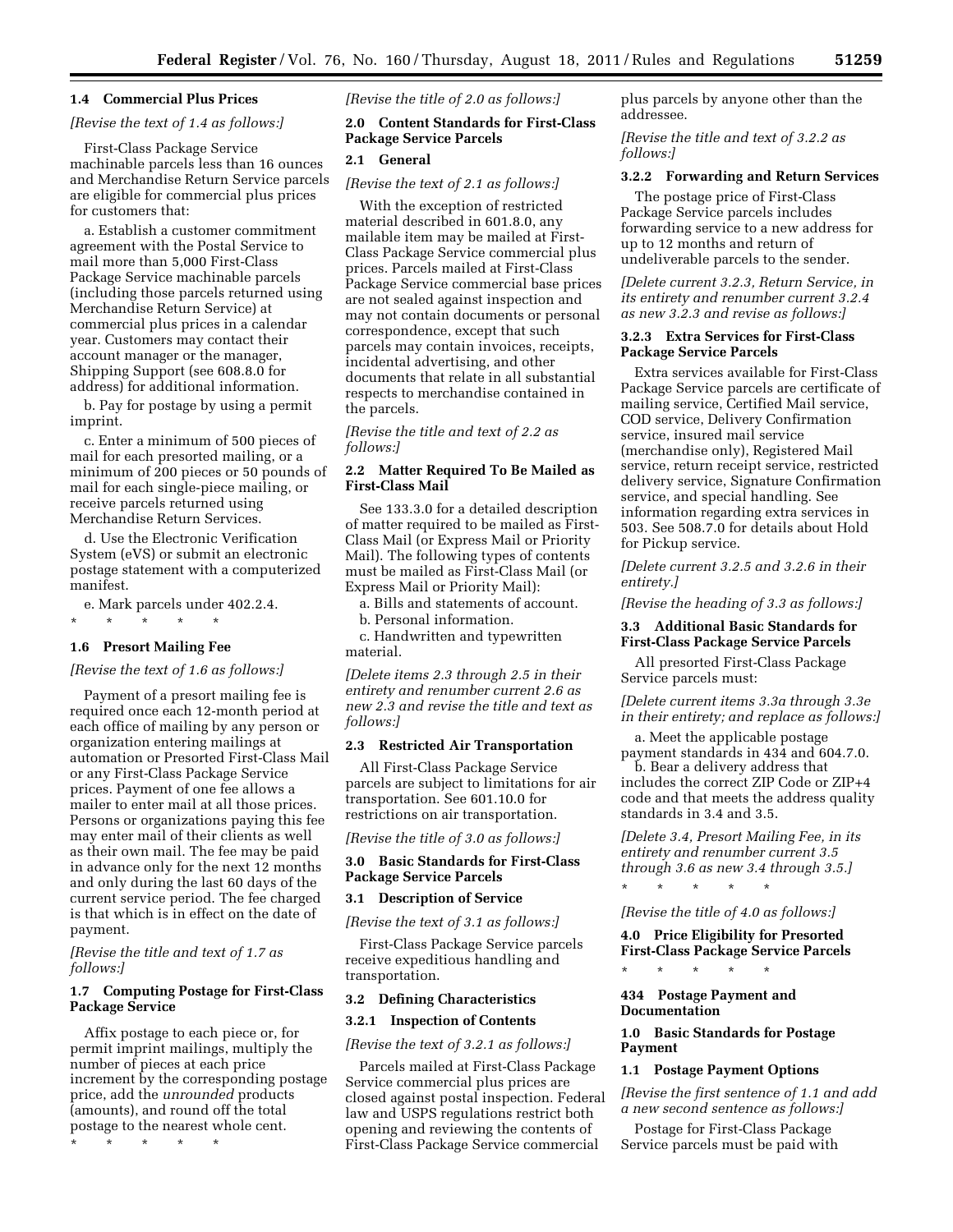#### 1.4 Commercial Plus Prices

*[Revise the text of 1.4 as follows:]*

First-Class Package Service machinable parcels less than 16 ounces and Merchandise Return Service parcels are eligible for commercial plus prices for customers that:

a. Establish a customer commitment agreement with the Postal Service to mail more than 5,000 First-Class Package Service machinable parcels (including those parcels returned using Merchandise Return Service) at commercial plus prices in a calendar year. Customers may contact their account manager or the manager, Shipping Support (see 608.8.0 for address) for additional information.

b. Pay for postage by using a permit imprint.

c. Enter a minimum of 500 pieces of mail for each presorted mailing, or a minimum of 200 pieces or 50 pounds of mail for each single-piece mailing, or receive parcels returned using Merchandise Return Services.

d. Use the Electronic Verification System (eVS) or submit an electronic postage statement with a computerized manifest.

e. Mark parcels under 402.2.4.

\* \* \* \* \*

#### 1.6 Presort Mailing Fee

*[Revise the text of 1.6 as follows:]*

Payment of a presort mailing fee is required once each 12-month period at each office of mailing by any person or organization entering mailings at automation or Presorted First-Class Mail or any First-Class Package Service prices. Payment of one fee allows a mailer to enter mail at all those prices. Persons or organizations paying this fee may enter mail of their clients as well as their own mail. The fee may be paid in advance only for the next 12 months and only during the last 60 days of the current service period. The fee charged is that which is in effect on the date of payment.

*[Revise the title and text of 1.7 as follows:]*

#### 1.7 Computing Postage for First-Class Package Service

Affix postage to each piece or, for permit imprint mailings, multiply the number of pieces at each price increment by the corresponding postage price, add the *unrounded* products (amounts), and round off the total postage to the nearest whole cent.

\* \* \* \* \*

*[Revise the title of 2.0 as follows:]*

### 2.0 Content Standards for First-Class Package Service Parcels

#### 2.1 General

*[Revise the text of 2.1 as follows:]*

With the exception of restricted material described in 601.8.0, any mailable item may be mailed at First-Class Package Service commercial plus prices. Parcels mailed at First-Class Package Service commercial base prices are not sealed against inspection and may not contain documents or personal correspondence, except that such parcels may contain invoices, receipts, incidental advertising, and other documents that relate in all substantial respects to merchandise contained in the parcels.

*[Revise the title and text of 2.2 as follows:]*

#### 2.2 Matter Required To Be Mailed as First-Class Mail

See 133.3.0 for a detailed description of matter required to be mailed as First-Class Mail (or Express Mail or Priority Mail). The following types of contents must be mailed as First-Class Mail (or Express Mail or Priority Mail):

a. Bills and statements of account.

b. Personal information.

c. Handwritten and typewritten material.

*[Delete items 2.3 through 2.5 in their entirety and renumber current 2.6 as new 2.3 and revise the title and text as follows:]*

#### 2.3 Restricted Air Transportation

All First-Class Package Service parcels are subject to limitations for air transportation. See 601.10.0 for restrictions on air transportation.

*[Revise the title of 3.0 as follows:]*

### 3.0 Basic Standards for First-Class Package Service Parcels

#### 3.1 Description of Service

*[Revise the text of 3.1 as follows:]*

First-Class Package Service parcels receive expeditious handling and transportation.

#### 3.2 Defining Characteristics

#### 3.2.1 Inspection of Contents

*[Revise the text of 3.2.1 as follows:]*

Parcels mailed at First-Class Package Service commercial plus prices are closed against postal inspection. Federal law and USPS regulations restrict both opening and reviewing the contents of First-Class Package Service commercial plus parcels by anyone other than the addressee.

*[Revise the title and text of 3.2.2 as follows:]*

#### 3.2.2 Forwarding and Return Services

The postage price of First-Class Package Service parcels includes forwarding service to a new address for up to 12 months and return of undeliverable parcels to the sender.

*[Delete current 3.2.3, Return Service, in its entirety and renumber current 3.2.4 as new 3.2.3 and revise as follows:]*

#### 3.2.3 Extra Services for First-Class Package Service Parcels

Extra services available for First-Class Package Service parcels are certificate of mailing service, Certified Mail service, COD service, Delivery Confirmation service, insured mail service (merchandise only), Registered Mail service, return receipt service, restricted delivery service, Signature Confirmation service, and special handling. See information regarding extra services in 503. See 508.7.0 for details about Hold for Pickup service.

*[Delete current 3.2.5 and 3.2.6 in their entirety.]*

*[Revise the heading of 3.3 as follows:]*

#### 3.3 Additional Basic Standards for First-Class Package Service Parcels

All presorted First-Class Package Service parcels must:

*[Delete current items 3.3a through 3.3e in their entirety; and replace as follows:]*

a. Meet the applicable postage payment standards in 434 and 604.7.0.

b. Bear a delivery address that includes the correct ZIP Code or ZIP+4 code and that meets the address quality standards in 3.4 and 3.5.

*[Delete 3.4, Presort Mailing Fee, in its entirety and renumber current 3.5 through 3.6 as new 3.4 through 3.5.]*

\* \* \* \* \*

*[Revise the title of 4.0 as follows:]*

### 4.0 Price Eligibility for Presorted First-Class Package Service Parcels

\* \* \* \* \*

## 434 Postage Payment and Documentation

### 1.0 Basic Standards for Postage Payment

#### 1.1 Postage Payment Options

*[Revise the first sentence of 1.1 and add a new second sentence as follows:]*

Postage for First-Class Package Service parcels must be paid with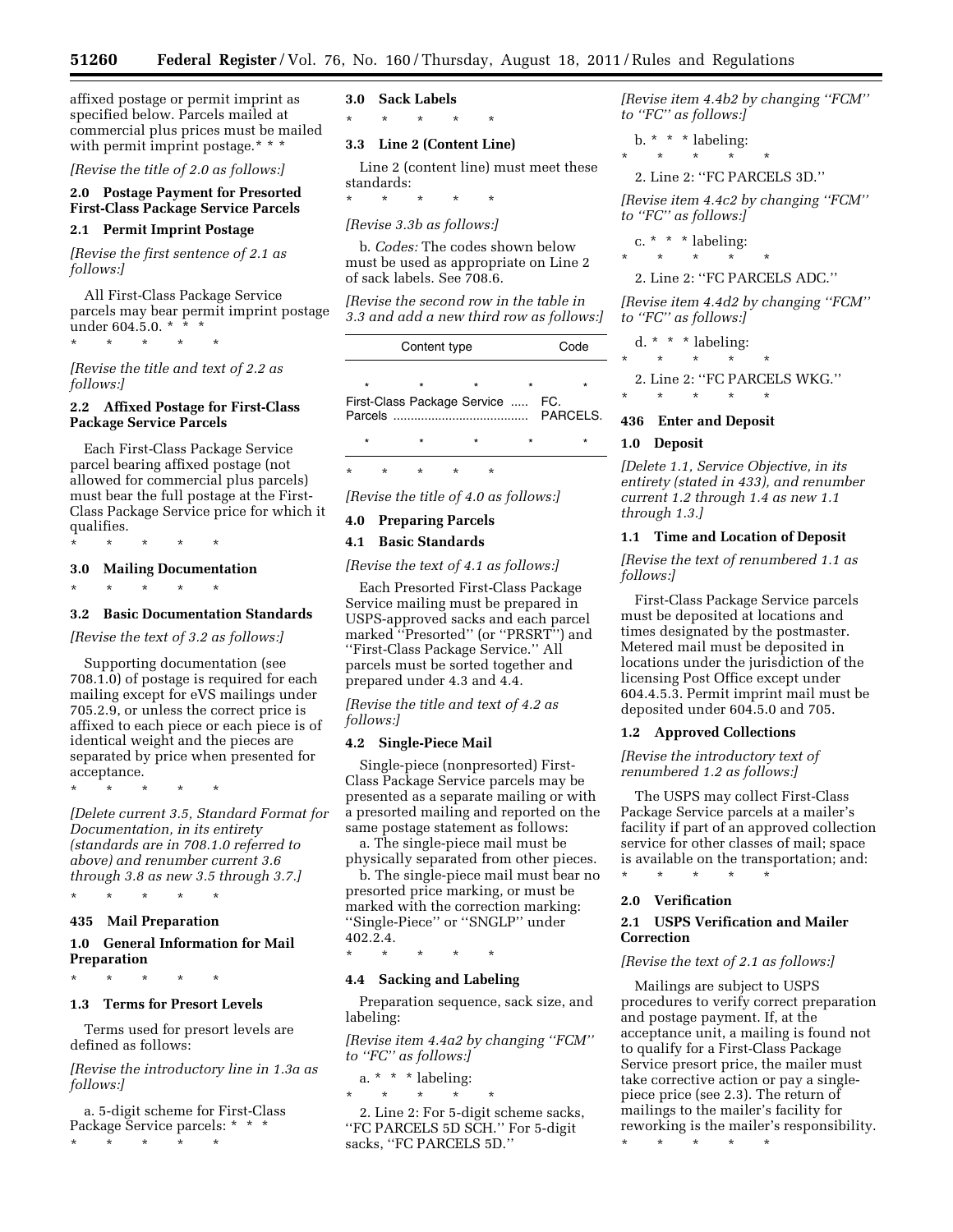affixed postage or permit imprint as specified below. Parcels mailed at commercial plus prices must be mailed with permit imprint postage.* * *

*[Revise the title of 2.0 as follows:]*

**2.0 Postage Payment for Presorted First-Class Package Service Parcels**

**2.1 Permit Imprint Postage**

*[Revise the first sentence of 2.1 as follows:]*

All First-Class Package Service parcels may bear permit imprint postage under 604.5.0. * * *

\* \* \* \* \*

*[Revise the title and text of 2.2 as follows:]*

**2.2 Affixed Postage for First-Class Package Service Parcels**

Each First-Class Package Service parcel bearing affixed postage (not allowed for commercial plus parcels) must bear the full postage at the First-Class Package Service price for which it qualifies.

\* \* \* \* \*

**3.0 Mailing Documentation**

\* \* \* \* \*

**3.2 Basic Documentation Standards**

*[Revise the text of 3.2 as follows:]*

Supporting documentation (see 708.1.0) of postage is required for each mailing except for eVS mailings under 705.2.9, or unless the correct price is affixed to each piece or each piece is of identical weight and the pieces are separated by price when presented for acceptance.

\* \* \* \* \*

*[Delete current 3.5, Standard Format for Documentation, in its entirety (standards are in 708.1.0 referred to above) and renumber current 3.6 through 3.8 as new 3.5 through 3.7.]*

\* \* \* \* \*

**435 Mail Preparation**

**1.0 General Information for Mail Preparation**

\* \* \* \* \*

**1.3 Terms for Presort Levels**

Terms used for presort levels are defined as follows:

*[Revise the introductory line in 1.3a as follows:]*

a. 5-digit scheme for First-Class Package Service parcels: * * *

\* \* \* \* \*

**3.0 Sack Labels**

\* \* \* \* \*

**3.3 Line 2 (Content Line)**

Line 2 (content line) must meet these standards:

\* \* \* \* \*

*[Revise 3.3b as follows:]*

b. *Codes:* The codes shown below must be used as appropriate on Line 2 of sack labels. See 708.6.

*[Revise the second row in the table in 3.3 and add a new third row as follows:]*

| Content type | Code |
| --- | --- |
| \* \* \* | \* \* |
| First-Class Package Service Parcels | FC. PARCELS. |
| \* \* \* | \* \* |

\* \* \* \* \*

*[Revise the title of 4.0 as follows:]*

**4.0 Preparing Parcels**

**4.1 Basic Standards**

*[Revise the text of 4.1 as follows:]*

Each Presorted First-Class Package Service mailing must be prepared in USPS-approved sacks and each parcel marked "Presorted" (or "PRSRT") and "First-Class Package Service." All parcels must be sorted together and prepared under 4.3 and 4.4.

*[Revise the title and text of 4.2 as follows:]*

**4.2 Single-Piece Mail**

Single-piece (nonpresorted) First-Class Package Service parcels may be presented as a separate mailing or with a presorted mailing and reported on the same postage statement as follows:

a. The single-piece mail must be physically separated from other pieces.

b. The single-piece mail must bear no presorted price marking, or must be marked with the correction marking: "Single-Piece" or "SNGLP" under 402.2.4.

\* \* \* \* \*

**4.4 Sacking and Labeling**

Preparation sequence, sack size, and labeling:

*[Revise item 4.4a2 by changing "FCM" to "FC" as follows:]*

a. * * * labeling:

\* \* \* \* \*

2. Line 2: For 5-digit scheme sacks, "FC PARCELS 5D SCH." For 5-digit sacks, "FC PARCELS 5D."

*[Revise item 4.4b2 by changing "FCM" to "FC" as follows:]*

b. * * * labeling:

\* \* \* \* \*

2. Line 2: "FC PARCELS 3D."

*[Revise item 4.4c2 by changing "FCM" to "FC" as follows:]*

c. * * * labeling:

\* \* \* \* \*

2. Line 2: "FC PARCELS ADC."

*[Revise item 4.4d2 by changing "FCM" to "FC" as follows:]*

d. * * * labeling:

\* \* \* \* \*

2. Line 2: "FC PARCELS WKG."

\* \* \* \* \*

**436 Enter and Deposit**

**1.0 Deposit**

*[Delete 1.1, Service Objective, in its entirety (stated in 433), and renumber current 1.2 through 1.4 as new 1.1 through 1.3.]*

**1.1 Time and Location of Deposit**

*[Revise the text of renumbered 1.1 as follows:]*

First-Class Package Service parcels must be deposited at locations and times designated by the postmaster. Metered mail must be deposited in locations under the jurisdiction of the licensing Post Office except under 604.4.5.3. Permit imprint mail must be deposited under 604.5.0 and 705.

**1.2 Approved Collections**

*[Revise the introductory text of renumbered 1.2 as follows:]*

The USPS may collect First-Class Package Service parcels at a mailer's facility if part of an approved collection service for other classes of mail; space is available on the transportation; and:

\* \* \* \* \*

**2.0 Verification**

**2.1 USPS Verification and Mailer Correction**

*[Revise the text of 2.1 as follows:]*

Mailings are subject to USPS procedures to verify correct preparation and postage payment. If, at the acceptance unit, a mailing is found not to qualify for a First-Class Package Service presort price, the mailer must take corrective action or pay a single-piece price (see 2.3). The return of mailings to the mailer's facility for reworking is the mailer's responsibility.

\* \* \* \* \*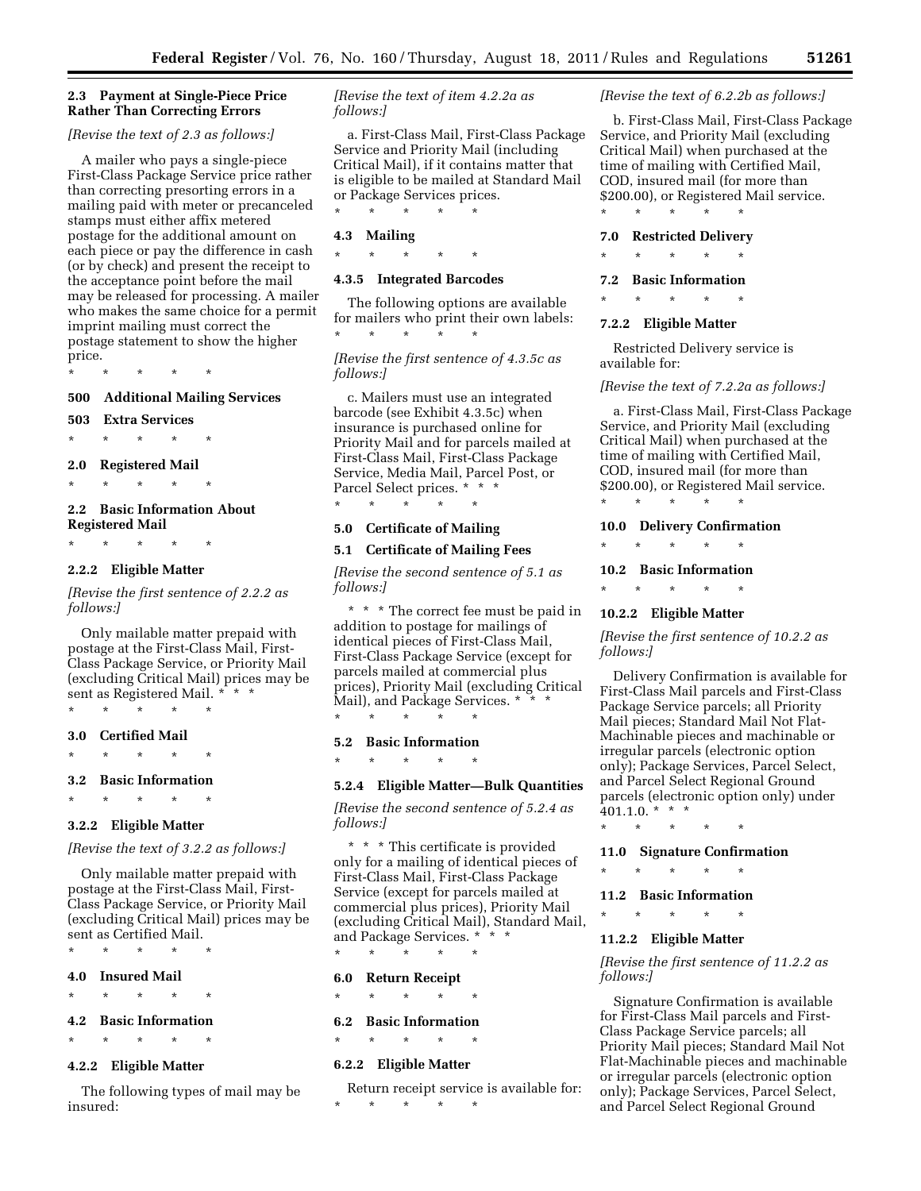**2.3 Payment at Single-Piece Price Rather Than Correcting Errors**

*[Revise the text of 2.3 as follows:]*

A mailer who pays a single-piece First-Class Package Service price rather than correcting presorting errors in a mailing paid with meter or precanceled stamps must either affix metered postage for the additional amount on each piece or pay the difference in cash (or by check) and present the receipt to the acceptance point before the mail may be released for processing. A mailer who makes the same choice for a permit imprint mailing must correct the postage statement to show the higher price.

\* \* \* \* \*

**500 Additional Mailing Services**

**503 Extra Services**

\* \* \* \* \*

**2.0 Registered Mail**

\* \* \* \* \*

**2.2 Basic Information About Registered Mail**

\* \* \* \* \*

**2.2.2 Eligible Matter**

*[Revise the first sentence of 2.2.2 as follows:]*

Only mailable matter prepaid with postage at the First-Class Mail, First-Class Package Service, or Priority Mail (excluding Critical Mail) prices may be sent as Registered Mail. \* \* \*

\* \* \* \* \*

**3.0 Certified Mail**

\* \* \* \* \*

**3.2 Basic Information**

\* \* \* \* \*

**3.2.2 Eligible Matter**

*[Revise the text of 3.2.2 as follows:]*

Only mailable matter prepaid with postage at the First-Class Mail, First-Class Package Service, or Priority Mail (excluding Critical Mail) prices may be sent as Certified Mail.

\* \* \* \* \*

**4.0 Insured Mail**

\* \* \* \* \*

**4.2 Basic Information**

\* \* \* \* \*

**4.2.2 Eligible Matter**

The following types of mail may be insured:

*[Revise the text of item 4.2.2a as follows:]*

a. First-Class Mail, First-Class Package Service and Priority Mail (including Critical Mail), if it contains matter that is eligible to be mailed at Standard Mail or Package Services prices.

\* \* \* \* \*

**4.3 Mailing**

\* \* \* \* \*

**4.3.5 Integrated Barcodes**

The following options are available for mailers who print their own labels:

\* \* \* \* \*

*[Revise the first sentence of 4.3.5c as follows:]*

c. Mailers must use an integrated barcode (see Exhibit 4.3.5c) when insurance is purchased online for Priority Mail and for parcels mailed at First-Class Mail, First-Class Package Service, Media Mail, Parcel Post, or Parcel Select prices. \* \* \*

\* \* \* \* \*

**5.0 Certificate of Mailing**

**5.1 Certificate of Mailing Fees**

*[Revise the second sentence of 5.1 as follows:]*

\* \* \* The correct fee must be paid in addition to postage for mailings of identical pieces of First-Class Mail, First-Class Package Service (except for parcels mailed at commercial plus prices), Priority Mail (excluding Critical Mail), and Package Services. \* \* \*

\* \* \* \* \*

**5.2 Basic Information**

\* \* \* \* \*

**5.2.4 Eligible Matter—Bulk Quantities**

*[Revise the second sentence of 5.2.4 as follows:]*

\* \* \* This certificate is provided only for a mailing of identical pieces of First-Class Mail, First-Class Package Service (except for parcels mailed at commercial plus prices), Priority Mail (excluding Critical Mail), Standard Mail, and Package Services. \* \* \*

\* \* \* \* \*

**6.0 Return Receipt**

\* \* \* \* \*

**6.2 Basic Information**

\* \* \* \* \*

**6.2.2 Eligible Matter**

Return receipt service is available for:

\* \* \* \* \*

*[Revise the text of 6.2.2b as follows:]*

b. First-Class Mail, First-Class Package Service, and Priority Mail (excluding Critical Mail) when purchased at the time of mailing with Certified Mail, COD, insured mail (for more than $200.00), or Registered Mail service.

\* \* \* \* \*

**7.0 Restricted Delivery**

\* \* \* \* \*

**7.2 Basic Information**

\* \* \* \* \*

**7.2.2 Eligible Matter**

Restricted Delivery service is available for:

*[Revise the text of 7.2.2a as follows:]*

a. First-Class Mail, First-Class Package Service, and Priority Mail (excluding Critical Mail) when purchased at the time of mailing with Certified Mail, COD, insured mail (for more than $200.00), or Registered Mail service.

\* \* \* \* \*

**10.0 Delivery Confirmation**

\* \* \* \* \*

**10.2 Basic Information**

\* \* \* \* \*

**10.2.2 Eligible Matter**

*[Revise the first sentence of 10.2.2 as follows:]*

Delivery Confirmation is available for First-Class Mail parcels and First-Class Package Service parcels; all Priority Mail pieces; Standard Mail Not Flat-Machinable pieces and machinable or irregular parcels (electronic option only); Package Services, Parcel Select, and Parcel Select Regional Ground parcels (electronic option only) under 401.1.0. \* \* \*

\* \* \* \* \*

**11.0 Signature Confirmation**

\* \* \* \* \*

**11.2 Basic Information**

\* \* \* \* \*

**11.2.2 Eligible Matter**

*[Revise the first sentence of 11.2.2 as follows:]*

Signature Confirmation is available for First-Class Mail parcels and First-Class Package Service parcels; all Priority Mail pieces; Standard Mail Not Flat-Machinable pieces and machinable or irregular parcels (electronic option only); Package Services, Parcel Select, and Parcel Select Regional Ground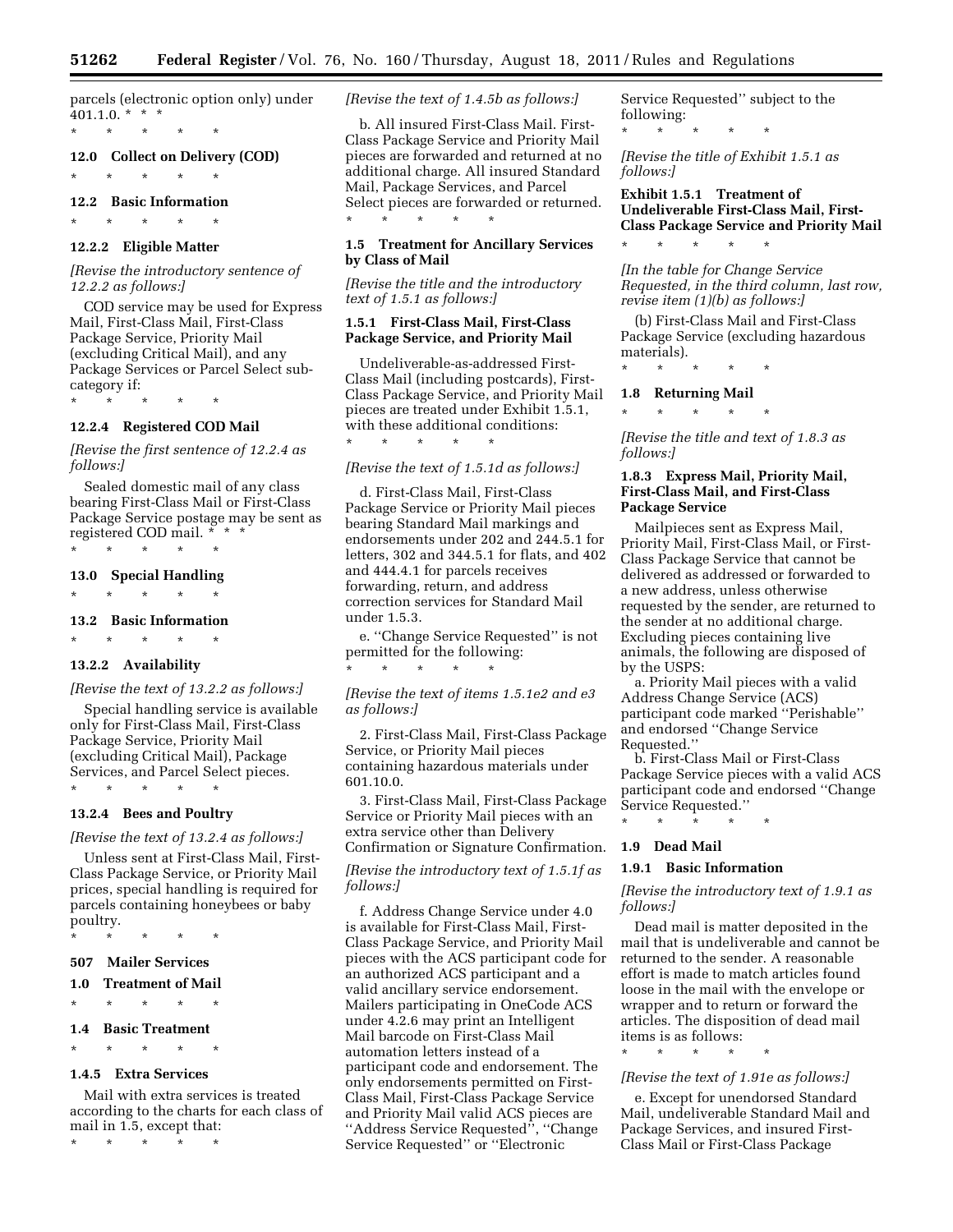parcels (electronic option only) under 401.1.0. * * *

\* \* \* \* \*

### 12.0 Collect on Delivery (COD)

\* \* \* \* \*

### 12.2 Basic Information

\* \* \* \* \*

### 12.2.2 Eligible Matter

*[Revise the introductory sentence of 12.2.2 as follows:]*

COD service may be used for Express Mail, First-Class Mail, First-Class Package Service, Priority Mail (excluding Critical Mail), and any Package Services or Parcel Select subcategory if:

\* \* \* \* \*

### 12.2.4 Registered COD Mail

*[Revise the first sentence of 12.2.4 as follows:]*

Sealed domestic mail of any class bearing First-Class Mail or First-Class Package Service postage may be sent as registered COD mail. * * *

\* \* \* \* \*

### 13.0 Special Handling

\* \* \* \* \*

### 13.2 Basic Information

\* \* \* \* \*

### 13.2.2 Availability

*[Revise the text of 13.2.2 as follows:]*

Special handling service is available only for First-Class Mail, First-Class Package Service, Priority Mail (excluding Critical Mail), Package Services, and Parcel Select pieces.

\* \* \* \* \*

### 13.2.4 Bees and Poultry

*[Revise the text of 13.2.4 as follows:]*

Unless sent at First-Class Mail, First-Class Package Service, or Priority Mail prices, special handling is required for parcels containing honeybees or baby poultry.

\* \* \* \* \*

## 507 Mailer Services

### 1.0 Treatment of Mail

\* \* \* \* \*

### 1.4 Basic Treatment

\* \* \* \* \*

### 1.4.5 Extra Services

Mail with extra services is treated according to the charts for each class of mail in 1.5, except that:

\* \* \* \* \*

*[Revise the text of 1.4.5b as follows:]*

b. All insured First-Class Mail. First-Class Package Service and Priority Mail pieces are forwarded and returned at no additional charge. All insured Standard Mail, Package Services, and Parcel Select pieces are forwarded or returned.

\* \* \* \* \*

### 1.5 Treatment for Ancillary Services by Class of Mail

*[Revise the title and the introductory text of 1.5.1 as follows:]*

### 1.5.1 First-Class Mail, First-Class Package Service, and Priority Mail

Undeliverable-as-addressed First-Class Mail (including postcards), First-Class Package Service, and Priority Mail pieces are treated under Exhibit 1.5.1, with these additional conditions:

\* \* \* \* \*

*[Revise the text of 1.5.1d as follows:]*

d. First-Class Mail, First-Class Package Service or Priority Mail pieces bearing Standard Mail markings and endorsements under 202 and 244.5.1 for letters, 302 and 344.5.1 for flats, and 402 and 444.4.1 for parcels receives forwarding, return, and address correction services for Standard Mail under 1.5.3.

e. ''Change Service Requested'' is not permitted for the following:

\* \* \* \* \*

*[Revise the text of items 1.5.1e2 and e3 as follows:]*

2. First-Class Mail, First-Class Package Service, or Priority Mail pieces containing hazardous materials under 601.10.0.

3. First-Class Mail, First-Class Package Service or Priority Mail pieces with an extra service other than Delivery Confirmation or Signature Confirmation.

*[Revise the introductory text of 1.5.1f as follows:]*

f. Address Change Service under 4.0 is available for First-Class Mail, First-Class Package Service, and Priority Mail pieces with the ACS participant code for an authorized ACS participant and a valid ancillary service endorsement. Mailers participating in OneCode ACS under 4.2.6 may print an Intelligent Mail barcode on First-Class Mail automation letters instead of a participant code and endorsement. The only endorsements permitted on First-Class Mail, First-Class Package Service and Priority Mail valid ACS pieces are ''Address Service Requested'', ''Change Service Requested'' or ''Electronic Service Requested'' subject to the following:

\* \* \* \* \*

*[Revise the title of Exhibit 1.5.1 as follows:]*

**Exhibit 1.5.1 Treatment of Undeliverable First-Class Mail, First-Class Package Service and Priority Mail**

\* \* \* \* \*

*[In the table for Change Service Requested, in the third column, last row, revise item (1)(b) as follows:]*

(b) First-Class Mail and First-Class Package Service (excluding hazardous materials).

\* \* \* \* \*

### 1.8 Returning Mail

\* \* \* \* \*

*[Revise the title and text of 1.8.3 as follows:]*

### 1.8.3 Express Mail, Priority Mail, First-Class Mail, and First-Class Package Service

Mailpieces sent as Express Mail, Priority Mail, First-Class Mail, or First-Class Package Service that cannot be delivered as addressed or forwarded to a new address, unless otherwise requested by the sender, are returned to the sender at no additional charge. Excluding pieces containing live animals, the following are disposed of by the USPS:

a. Priority Mail pieces with a valid Address Change Service (ACS) participant code marked ''Perishable'' and endorsed ''Change Service Requested.''

b. First-Class Mail or First-Class Package Service pieces with a valid ACS participant code and endorsed ''Change Service Requested.''

\* \* \* \* \*

### 1.9 Dead Mail

### 1.9.1 Basic Information

*[Revise the introductory text of 1.9.1 as follows:]*

Dead mail is matter deposited in the mail that is undeliverable and cannot be returned to the sender. A reasonable effort is made to match articles found loose in the mail with the envelope or wrapper and to return or forward the articles. The disposition of dead mail items is as follows:

\* \* \* \* \*

*[Revise the text of 1.91e as follows:]*

e. Except for unendorsed Standard Mail, undeliverable Standard Mail and Package Services, and insured First-Class Mail or First-Class Package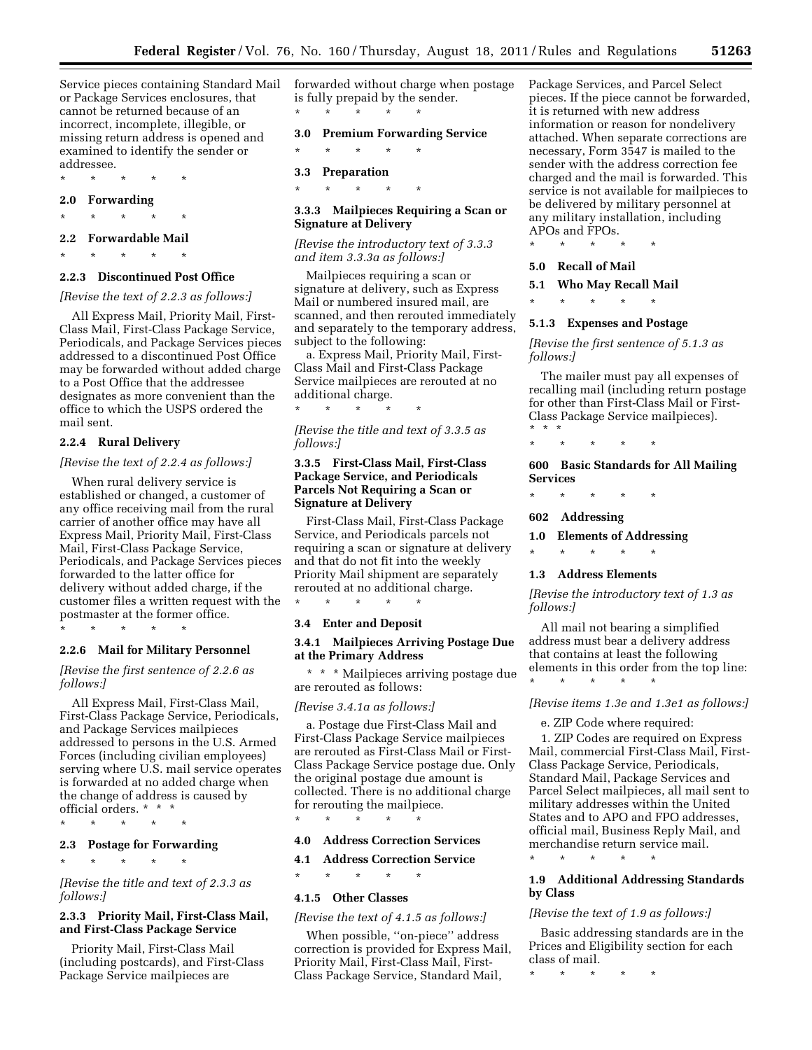Service pieces containing Standard Mail or Package Services enclosures, that cannot be returned because of an incorrect, incomplete, illegible, or missing return address is opened and examined to identify the sender or addressee.

\* \* \* \* \*

**2.0 Forwarding**

\* \* \* \* \*

**2.2 Forwardable Mail**

\* \* \* \* \*

**2.2.3 Discontinued Post Office**

*[Revise the text of 2.2.3 as follows:]*

All Express Mail, Priority Mail, First-Class Mail, First-Class Package Service, Periodicals, and Package Services pieces addressed to a discontinued Post Office may be forwarded without added charge to a Post Office that the addressee designates as more convenient than the office to which the USPS ordered the mail sent.

**2.2.4 Rural Delivery**

*[Revise the text of 2.2.4 as follows:]*

When rural delivery service is established or changed, a customer of any office receiving mail from the rural carrier of another office may have all Express Mail, Priority Mail, First-Class Mail, First-Class Package Service, Periodicals, and Package Services pieces forwarded to the latter office for delivery without added charge, if the customer files a written request with the postmaster at the former office.

\* \* \* \* \*

**2.2.6 Mail for Military Personnel**

*[Revise the first sentence of 2.2.6 as follows:]*

All Express Mail, First-Class Mail, First-Class Package Service, Periodicals, and Package Services mailpieces addressed to persons in the U.S. Armed Forces (including civilian employees) serving where U.S. mail service operates is forwarded at no added charge when the change of address is caused by official orders. \* \* \*

\* \* \* \* \*

**2.3 Postage for Forwarding**

\* \* \* \* \*

*[Revise the title and text of 2.3.3 as follows:]*

**2.3.3 Priority Mail, First-Class Mail, and First-Class Package Service**

Priority Mail, First-Class Mail (including postcards), and First-Class Package Service mailpieces are forwarded without charge when postage is fully prepaid by the sender.

\* \* \* \* \*

**3.0 Premium Forwarding Service**

\* \* \* \* \*

**3.3 Preparation**

\* \* \* \* \*

**3.3.3 Mailpieces Requiring a Scan or Signature at Delivery**

*[Revise the introductory text of 3.3.3 and item 3.3.3a as follows:]*

Mailpieces requiring a scan or signature at delivery, such as Express Mail or numbered insured mail, are scanned, and then rerouted immediately and separately to the temporary address, subject to the following:

a. Express Mail, Priority Mail, First-Class Mail and First-Class Package Service mailpieces are rerouted at no additional charge.

\* \* \* \* \*

*[Revise the title and text of 3.3.5 as follows:]*

**3.3.5 First-Class Mail, First-Class Package Service, and Periodicals Parcels Not Requiring a Scan or Signature at Delivery**

First-Class Mail, First-Class Package Service, and Periodicals parcels not requiring a scan or signature at delivery and that do not fit into the weekly Priority Mail shipment are separately rerouted at no additional charge.

\* \* \* \* \*

**3.4 Enter and Deposit**

**3.4.1 Mailpieces Arriving Postage Due at the Primary Address**

\* \* \* Mailpieces arriving postage due are rerouted as follows:

*[Revise 3.4.1a as follows:]*

a. Postage due First-Class Mail and First-Class Package Service mailpieces are rerouted as First-Class Mail or First-Class Package Service postage due. Only the original postage due amount is collected. There is no additional charge for rerouting the mailpiece.

\* \* \* \* \*

**4.0 Address Correction Services**

**4.1 Address Correction Service**

\* \* \* \* \*

**4.1.5 Other Classes**

*[Revise the text of 4.1.5 as follows:]*

When possible, "on-piece" address correction is provided for Express Mail, Priority Mail, First-Class Mail, First-Class Package Service, Standard Mail, Package Services, and Parcel Select pieces. If the piece cannot be forwarded, it is returned with new address information or reason for nondelivery attached. When separate corrections are necessary, Form 3547 is mailed to the sender with the address correction fee charged and the mail is forwarded. This service is not available for mailpieces to be delivered by military personnel at any military installation, including APOs and FPOs.

\* \* \* \* \*

**5.0 Recall of Mail**

**5.1 Who May Recall Mail**

\* \* \* \* \*

**5.1.3 Expenses and Postage**

*[Revise the first sentence of 5.1.3 as follows:]*

The mailer must pay all expenses of recalling mail (including return postage for other than First-Class Mail or First-Class Package Service mailpieces). \* \* \*

\* \* \* \* \*

**600 Basic Standards for All Mailing Services**

\* \* \* \* \*

**602 Addressing**

**1.0 Elements of Addressing**

\* \* \* \* \*

**1.3 Address Elements**

*[Revise the introductory text of 1.3 as follows:]*

All mail not bearing a simplified address must bear a delivery address that contains at least the following elements in this order from the top line:

\* \* \* \* \*

*[Revise items 1.3e and 1.3e1 as follows:]*

e. ZIP Code where required:

1. ZIP Codes are required on Express Mail, commercial First-Class Mail, First-Class Package Service, Periodicals, Standard Mail, Package Services and Parcel Select mailpieces, all mail sent to military addresses within the United States and to APO and FPO addresses, official mail, Business Reply Mail, and merchandise return service mail.

\* \* \* \* \*

**1.9 Additional Addressing Standards by Class**

*[Revise the text of 1.9 as follows:]*

Basic addressing standards are in the Prices and Eligibility section for each class of mail.

\* \* \* \* \*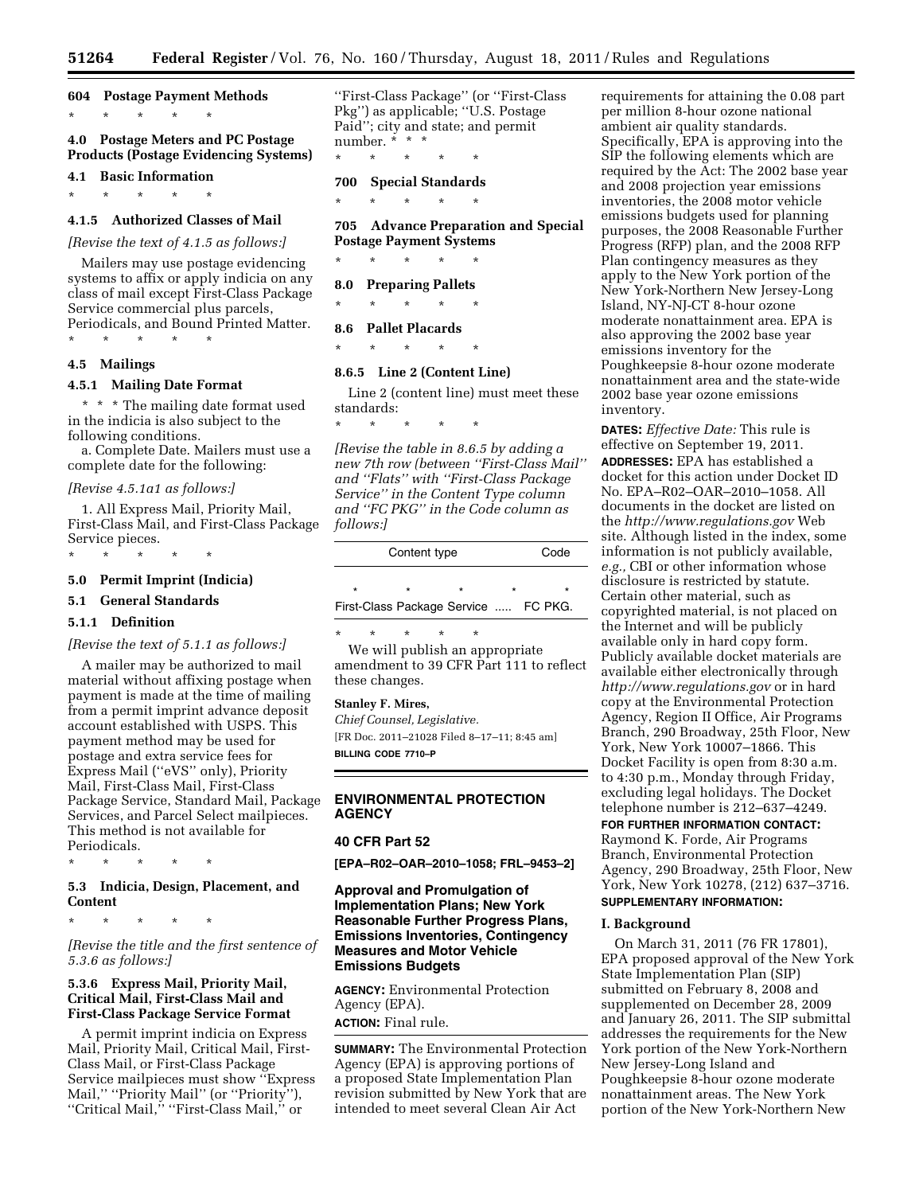**604 Postage Payment Methods**

* * * * *

**4.0 Postage Meters and PC Postage Products (Postage Evidencing Systems)**

**4.1 Basic Information**

* * * * *

**4.1.5 Authorized Classes of Mail**

*[Revise the text of 4.1.5 as follows:]*

Mailers may use postage evidencing systems to affix or apply indicia on any class of mail except First-Class Package Service commercial plus parcels, Periodicals, and Bound Printed Matter.

* * * * *

**4.5 Mailings**

**4.5.1 Mailing Date Format**

* * * The mailing date format used in the indicia is also subject to the following conditions.

a. Complete Date. Mailers must use a complete date for the following:

*[Revise 4.5.1a1 as follows:]*

1. All Express Mail, Priority Mail, First-Class Mail, and First-Class Package Service pieces.

* * * * *

**5.0 Permit Imprint (Indicia)**

**5.1 General Standards**

**5.1.1 Definition**

*[Revise the text of 5.1.1 as follows:]*

A mailer may be authorized to mail material without affixing postage when payment is made at the time of mailing from a permit imprint advance deposit account established with USPS. This payment method may be used for postage and extra service fees for Express Mail ("eVS" only), Priority Mail, First-Class Mail, First-Class Package Service, Standard Mail, Package Services, and Parcel Select mailpieces. This method is not available for Periodicals.

* * * * *

**5.3 Indicia, Design, Placement, and Content**

* * * * *

*[Revise the title and the first sentence of 5.3.6 as follows:]*

**5.3.6 Express Mail, Priority Mail, Critical Mail, First-Class Mail and First-Class Package Service Format**

A permit imprint indicia on Express Mail, Priority Mail, Critical Mail, First-Class Mail, or First-Class Package Service mailpieces must show "Express Mail," "Priority Mail" (or "Priority"), "Critical Mail," "First-Class Mail," or "First-Class Package" (or "First-Class Pkg") as applicable; "U.S. Postage Paid"; city and state; and permit number. * * *

* * * * *

**700 Special Standards**

* * * * *

**705 Advance Preparation and Special Postage Payment Systems**

* * * * *

**8.0 Preparing Pallets**

* * * * *

**8.6 Pallet Placards**

* * * * *

**8.6.5 Line 2 (Content Line)**

Line 2 (content line) must meet these standards:

* * * * *

*[Revise the table in 8.6.5 by adding a new 7th row (between "First-Class Mail" and "Flats" with "First-Class Package Service" in the Content Type column and "FC PKG" in the Code column as follows:]*

| Content type | Code |
|---|---|
| * * * | * * |
| First-Class Package Service ..... | FC PKG. |

* * * * *

We will publish an appropriate amendment to 39 CFR Part 111 to reflect these changes.

**Stanley F. Mires,**

*Chief Counsel, Legislative.*

[FR Doc. 2011–21028 Filed 8–17–11; 8:45 am]

**BILLING CODE 7710–P**

---

## ENVIRONMENTAL PROTECTION AGENCY

### 40 CFR Part 52

**[EPA–R02–OAR–2010–1058; FRL–9453–2]**

### Approval and Promulgation of Implementation Plans; New York Reasonable Further Progress Plans, Emissions Inventories, Contingency Measures and Motor Vehicle Emissions Budgets

**AGENCY:** Environmental Protection Agency (EPA).

**ACTION:** Final rule.

**SUMMARY:** The Environmental Protection Agency (EPA) is approving portions of a proposed State Implementation Plan revision submitted by New York that are intended to meet several Clean Air Act requirements for attaining the 0.08 part per million 8-hour ozone national ambient air quality standards. Specifically, EPA is approving into the SIP the following elements which are required by the Act: The 2002 base year and 2008 projection year emissions inventories, the 2008 motor vehicle emissions budgets used for planning purposes, the 2008 Reasonable Further Progress (RFP) plan, and the 2008 RFP Plan contingency measures as they apply to the New York portion of the New York-Northern New Jersey-Long Island, NY-NJ-CT 8-hour ozone moderate nonattainment area. EPA is also approving the 2002 base year emissions inventory for the Poughkeepsie 8-hour ozone moderate nonattainment area and the state-wide 2002 base year ozone emissions inventory.

**DATES:** *Effective Date:* This rule is effective on September 19, 2011.

**ADDRESSES:** EPA has established a docket for this action under Docket ID No. EPA–R02–OAR–2010–1058. All documents in the docket are listed on the *http://www.regulations.gov* Web site. Although listed in the index, some information is not publicly available, *e.g.*, CBI or other information whose disclosure is restricted by statute. Certain other material, such as copyrighted material, is not placed on the Internet and will be publicly available only in hard copy form. Publicly available docket materials are available either electronically through *http://www.regulations.gov* or in hard copy at the Environmental Protection Agency, Region II Office, Air Programs Branch, 290 Broadway, 25th Floor, New York, New York 10007–1866. This Docket Facility is open from 8:30 a.m. to 4:30 p.m., Monday through Friday, excluding legal holidays. The Docket telephone number is 212–637–4249.

**FOR FURTHER INFORMATION CONTACT:** Raymond K. Forde, Air Programs Branch, Environmental Protection Agency, 290 Broadway, 25th Floor, New York, New York 10278, (212) 637–3716.

**SUPPLEMENTARY INFORMATION:**

**I. Background**

On March 31, 2011 (76 FR 17801), EPA proposed approval of the New York State Implementation Plan (SIP) submitted on February 8, 2008 and supplemented on December 28, 2009 and January 26, 2011. The SIP submittal addresses the requirements for the New York portion of the New York-Northern New Jersey-Long Island and Poughkeepsie 8-hour ozone moderate nonattainment areas. The New York portion of the New York-Northern New